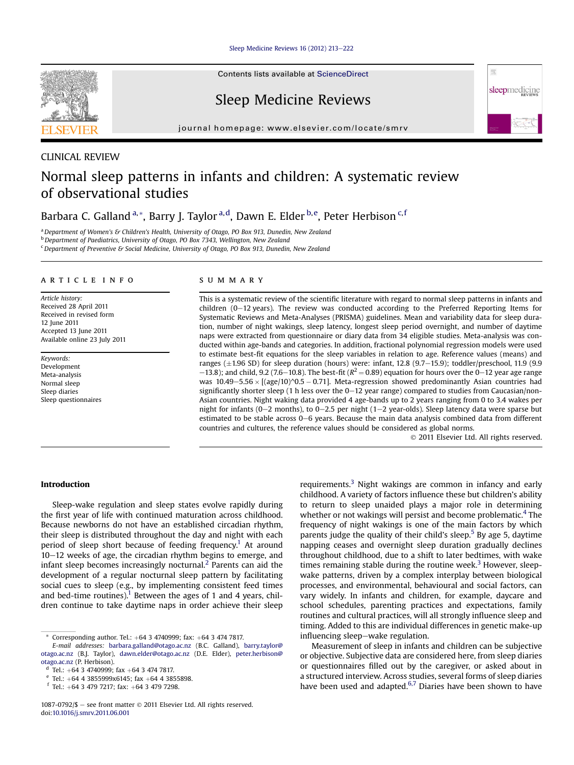Contents lists available at ScienceDirect

Sleep Medicine Reviews

journal homepage: www.elsevier.com/locate/smrv

CLINICAL REVIEW

# Normal sleep patterns in infants and children: A systematic review of observational studies

Barbara C. Galland [a,*], Barry J. Taylor [a,d], Dawn E. Elder [b,e], Peter Herbison [c,f]

[a] Department of Women's & Children's Health, University of Otago, PO Box 913, Dunedin, New Zealand
[b] Department of Paediatrics, University of Otago, PO Box 7343, Wellington, New Zealand
[c] Department of Preventive & Social Medicine, University of Otago, PO Box 913, Dunedin, New Zealand

**ARTICLE INFO**

*Article history:*
Received 28 April 2011
Received in revised form 12 June 2011
Accepted 13 June 2011
Available online 23 July 2011

*Keywords:*
Development
Meta-analysis
Normal sleep
Sleep diaries
Sleep questionnaires

**SUMMARY**

This is a systematic review of the scientific literature with regard to normal sleep patterns in infants and children (0–12 years). The review was conducted according to the Preferred Reporting Items for Systematic Reviews and Meta-Analyses (PRISMA) guidelines. Mean and variability data for sleep duration, number of night wakings, sleep latency, longest sleep period overnight, and number of daytime naps were extracted from questionnaire or diary data from 34 eligible studies. Meta-analysis was conducted within age-bands and categories. In addition, fractional polynomial regression models were used to estimate best-fit equations for the sleep variables in relation to age. Reference values (means) and ranges (±1.96 SD) for sleep duration (hours) were: infant, 12.8 (9.7–15.9); toddler/preschool, 11.9 (9.9–13.8); and child, 9.2 (7.6–10.8). The best-fit ($R^2 = 0.89$) equation for hours over the 0–12 year age range was $10.49 - 5.56 \times [(\text{age}/10)\text{^}0.5 - 0.71]$. Meta-regression showed predominantly Asian countries had significantly shorter sleep (1 h less over the 0–12 year range) compared to studies from Caucasian/non-Asian countries. Night waking data provided 4 age-bands up to 2 years ranging from 0 to 3.4 wakes per night for infants (0–2 months), to 0–2.5 per night (1–2 year-olds). Sleep latency data were sparse but estimated to be stable across 0–6 years. Because the main data analysis combined data from different countries and cultures, the reference values should be considered as global norms.

© 2011 Elsevier Ltd. All rights reserved.

## Introduction

Sleep-wake regulation and sleep states evolve rapidly during the first year of life with continued maturation across childhood. Because newborns do not have an established circadian rhythm, their sleep is distributed throughout the day and night with each period of sleep short because of feeding frequency.[1] At around 10–12 weeks of age, the circadian rhythm begins to emerge, and infant sleep becomes increasingly nocturnal.[2] Parents can aid the development of a regular nocturnal sleep pattern by facilitating social cues to sleep (e.g., by implementing consistent feed times and bed-time routines).[1] Between the ages of 1 and 4 years, children continue to take daytime naps in order achieve their sleep requirements.[3] Night wakings are common in infancy and early childhood. A variety of factors influence these but children's ability to return to sleep unaided plays a major role in determining whether or not wakings will persist and become problematic.[4] The frequency of night wakings is one of the main factors by which parents judge the quality of their child's sleep.[5] By age 5, daytime napping ceases and overnight sleep duration gradually declines throughout childhood, due to a shift to later bedtimes, with wake times remaining stable during the routine week.[3] However, sleep-wake patterns, driven by a complex interplay between biological processes, and environmental, behavioural and social factors, can vary widely. In infants and children, for example, daycare and school schedules, parenting practices and expectations, family routines and cultural practices, will all strongly influence sleep and timing. Added to this are individual differences in genetic make-up influencing sleep–wake regulation.

Measurement of sleep in infants and children can be subjective or objective. Subjective data are considered here, from sleep diaries or questionnaires filled out by the caregiver, or asked about in a structured interview. Across studies, several forms of sleep diaries have been used and adapted.[6,7] Diaries have been shown to have

* Corresponding author. Tel.: +64 3 4740999; fax: +64 3 474 7817.
*E-mail addresses:* barbara.galland@otago.ac.nz (B.C. Galland), barry.taylor@otago.ac.nz (B.J. Taylor), dawn.elder@otago.ac.nz (D.E. Elder), peter.herbison@otago.ac.nz (P. Herbison).
[d] Tel.: +64 3 4740999; fax +64 3 474 7817.
[e] Tel.: +64 4 3855999x6145; fax +64 4 3855898.
[f] Tel.: +64 3 479 7217; fax: +64 3 479 7298.

1087-0792/$ – see front matter © 2011 Elsevier Ltd. All rights reserved.
doi:10.1016/j.smrv.2011.06.001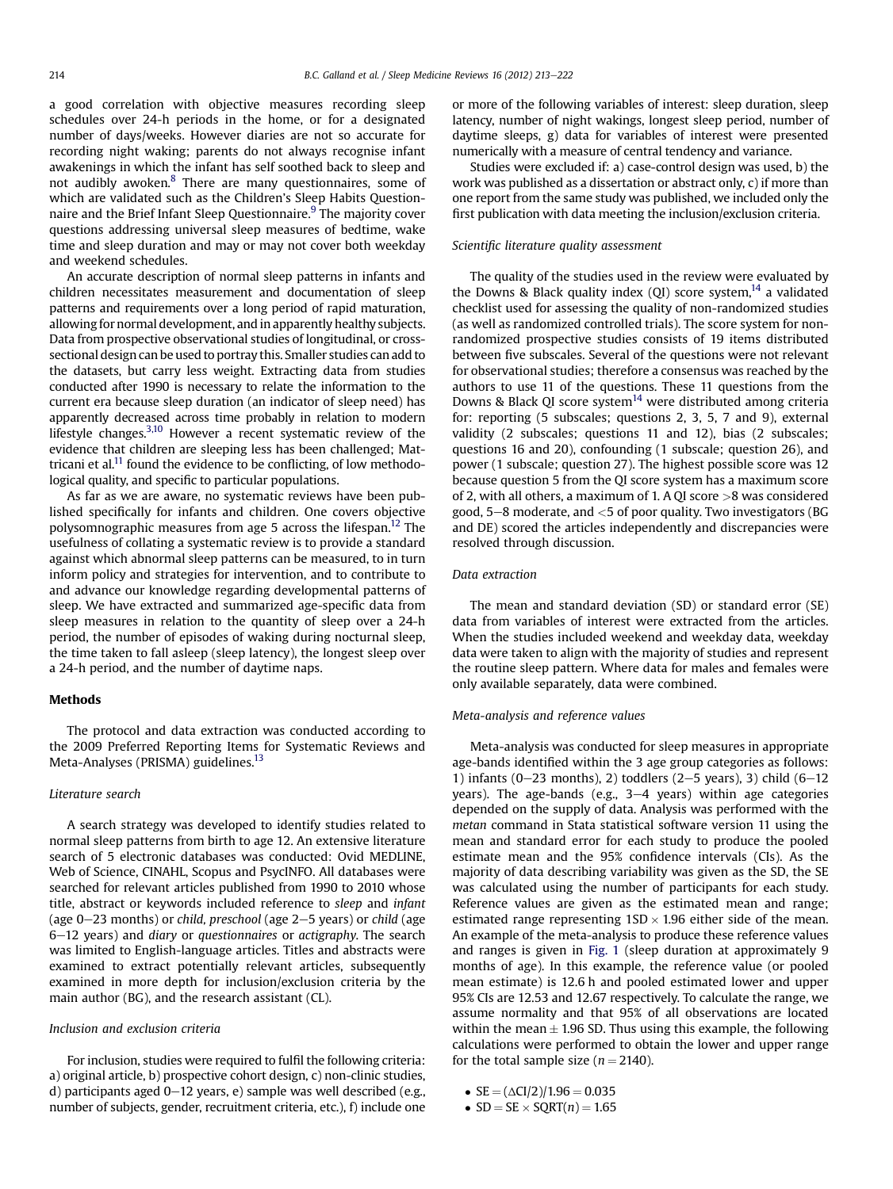a good correlation with objective measures recording sleep schedules over 24-h periods in the home, or for a designated number of days/weeks. However diaries are not so accurate for recording night waking; parents do not always recognise infant awakenings in which the infant has self soothed back to sleep and not audibly awoken.[8] There are many questionnaires, some of which are validated such as the Children's Sleep Habits Questionnaire and the Brief Infant Sleep Questionnaire.[9] The majority cover questions addressing universal sleep measures of bedtime, wake time and sleep duration and may or may not cover both weekday and weekend schedules.

An accurate description of normal sleep patterns in infants and children necessitates measurement and documentation of sleep patterns and requirements over a long period of rapid maturation, allowing for normal development, and in apparently healthy subjects. Data from prospective observational studies of longitudinal, or cross-sectional design can be used to portray this. Smaller studies can add to the datasets, but carry less weight. Extracting data from studies conducted after 1990 is necessary to relate the information to the current era because sleep duration (an indicator of sleep need) has apparently decreased across time probably in relation to modern lifestyle changes.[3,10] However a recent systematic review of the evidence that children are sleeping less has been challenged; Matricani et al.[11] found the evidence to be conflicting, of low methodological quality, and specific to particular populations.

As far as we are aware, no systematic reviews have been published specifically for infants and children. One covers objective polysomnographic measures from age 5 across the lifespan.[12] The usefulness of collating a systematic review is to provide a standard against which abnormal sleep patterns can be measured, to in turn inform policy and strategies for intervention, and to contribute to and advance our knowledge regarding developmental patterns of sleep. We have extracted and summarized age-specific data from sleep measures in relation to the quantity of sleep over a 24-h period, the number of episodes of waking during nocturnal sleep, the time taken to fall asleep (sleep latency), the longest sleep over a 24-h period, and the number of daytime naps.

## Methods

The protocol and data extraction was conducted according to the 2009 Preferred Reporting Items for Systematic Reviews and Meta-Analyses (PRISMA) guidelines.[13]

### Literature search

A search strategy was developed to identify studies related to normal sleep patterns from birth to age 12. An extensive literature search of 5 electronic databases was conducted: Ovid MEDLINE, Web of Science, CINAHL, Scopus and PsycINFO. All databases were searched for relevant articles published from 1990 to 2010 whose title, abstract or keywords included reference to *sleep* and *infant* (age 0–23 months) or *child, preschool* (age 2–5 years) or *child* (age 6–12 years) and *diary* or *questionnaires* or *actigraphy*. The search was limited to English-language articles. Titles and abstracts were examined to extract potentially relevant articles, subsequently examined in more depth for inclusion/exclusion criteria by the main author (BG), and the research assistant (CL).

### Inclusion and exclusion criteria

For inclusion, studies were required to fulfil the following criteria: a) original article, b) prospective cohort design, c) non-clinic studies, d) participants aged 0–12 years, e) sample was well described (e.g., number of subjects, gender, recruitment criteria, etc.), f) include one or more of the following variables of interest: sleep duration, sleep latency, number of night wakings, longest sleep period, number of daytime sleeps, g) data for variables of interest were presented numerically with a measure of central tendency and variance.

Studies were excluded if: a) case-control design was used, b) the work was published as a dissertation or abstract only, c) if more than one report from the same study was published, we included only the first publication with data meeting the inclusion/exclusion criteria.

### Scientific literature quality assessment

The quality of the studies used in the review were evaluated by the Downs & Black quality index (QI) score system,[14] a validated checklist used for assessing the quality of non-randomized studies (as well as randomized controlled trials). The score system for non-randomized prospective studies consists of 19 items distributed between five subscales. Several of the questions were not relevant for observational studies; therefore a consensus was reached by the authors to use 11 of the questions. These 11 questions from the Downs & Black QI score system[14] were distributed among criteria for: reporting (5 subscales; questions 2, 3, 5, 7 and 9), external validity (2 subscales; questions 11 and 12), bias (2 subscales; questions 16 and 20), confounding (1 subscale; question 26), and power (1 subscale; question 27). The highest possible score was 12 because question 5 from the QI score system has a maximum score of 2, with all others, a maximum of 1. A QI score >8 was considered good, 5–8 moderate, and <5 of poor quality. Two investigators (BG and DE) scored the articles independently and discrepancies were resolved through discussion.

### Data extraction

The mean and standard deviation (SD) or standard error (SE) data from variables of interest were extracted from the articles. When the studies included weekend and weekday data, weekday data were taken to align with the majority of studies and represent the routine sleep pattern. Where data for males and females were only available separately, data were combined.

### Meta-analysis and reference values

Meta-analysis was conducted for sleep measures in appropriate age-bands identified within the 3 age group categories as follows: 1) infants (0–23 months), 2) toddlers (2–5 years), 3) child (6–12 years). The age-bands (e.g., 3–4 years) within age categories depended on the supply of data. Analysis was performed with the *metan* command in Stata statistical software version 11 using the mean and standard error for each study to produce the pooled estimate mean and the 95% confidence intervals (CIs). As the majority of data describing variability was given as the SD, the SE was calculated using the number of participants for each study. Reference values are given as the estimated mean and range; estimated range representing 1SD × 1.96 either side of the mean. An example of the meta-analysis to produce these reference values and ranges is given in Fig. 1 (sleep duration at approximately 9 months of age). In this example, the reference value (or pooled mean estimate) is 12.6 h and pooled estimated lower and upper 95% CIs are 12.53 and 12.67 respectively. To calculate the range, we assume normality and that 95% of all observations are located within the mean ± 1.96 SD. Thus using this example, the following calculations were performed to obtain the lower and upper range for the total sample size ($n = 2140$).

- $SE = (\Delta CI/2)/1.96 = 0.035$
- $SD = SE \times SQRT(n) = 1.65$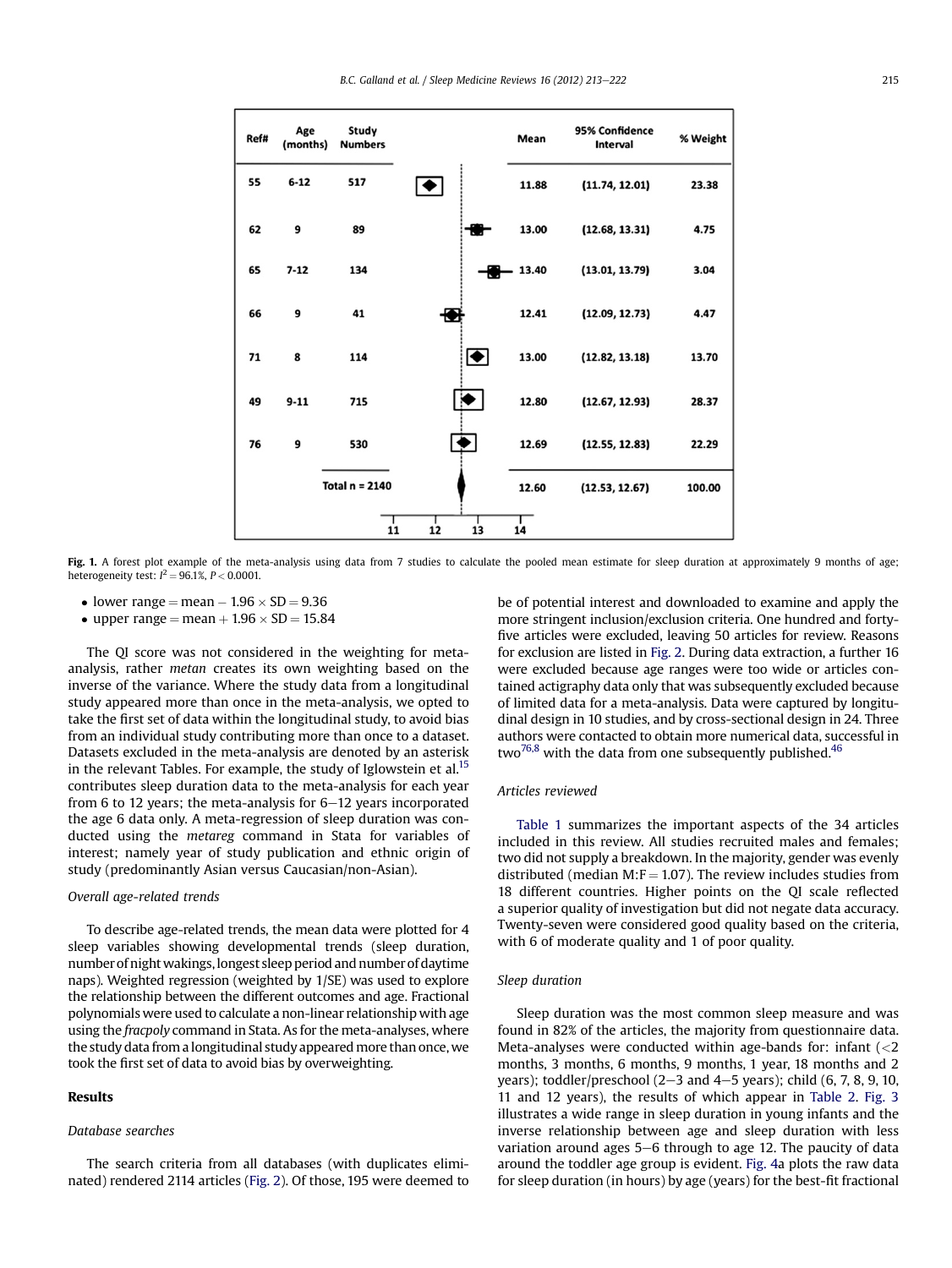| Ref# | Age (months) | Study Numbers | Mean | 95% Confidence Interval | % Weight |
|---|---|---|---|---|---|
| 55 | 6-12 | 517 | 11.88 | (11.74, 12.01) | 23.38 |
| 62 | 9 | 89 | 13.00 | (12.68, 13.31) | 4.75 |
| 65 | 7-12 | 134 | 13.40 | (13.01, 13.79) | 3.04 |
| 66 | 9 | 41 | 12.41 | (12.09, 12.73) | 4.47 |
| 71 | 8 | 114 | 13.00 | (12.82, 13.18) | 13.70 |
| 49 | 9-11 | 715 | 12.80 | (12.67, 12.93) | 28.37 |
| 76 | 9 | 530 | 12.69 | (12.55, 12.83) | 22.29 |
| | | Total n = 2140 | 12.60 | (12.53, 12.67) | 100.00 |

**Fig. 1.** A forest plot example of the meta-analysis using data from 7 studies to calculate the pooled mean estimate for sleep duration at approximately 9 months of age; heterogeneity test: $I^2 = 96.1\%$, $P < 0.0001$.

- lower range = mean − 1.96 × SD = 9.36
- upper range = mean + 1.96 × SD = 15.84

The QI score was not considered in the weighting for meta-analysis, rather *metan* creates its own weighting based on the inverse of the variance. Where the study data from a longitudinal study appeared more than once in the meta-analysis, we opted to take the first set of data within the longitudinal study, to avoid bias from an individual study contributing more than once to a dataset. Datasets excluded in the meta-analysis are denoted by an asterisk in the relevant Tables. For example, the study of Iglowstein et al.[15] contributes sleep duration data to the meta-analysis for each year from 6 to 12 years; the meta-analysis for 6–12 years incorporated the age 6 data only. A meta-regression of sleep duration was conducted using the *metareg* command in Stata for variables of interest; namely year of study publication and ethnic origin of study (predominantly Asian versus Caucasian/non-Asian).

### Overall age-related trends

To describe age-related trends, the mean data were plotted for 4 sleep variables showing developmental trends (sleep duration, number of night wakings, longest sleep period and number of daytime naps). Weighted regression (weighted by 1/SE) was used to explore the relationship between the different outcomes and age. Fractional polynomials were used to calculate a non-linear relationship with age using the *fracpoly* command in Stata. As for the meta-analyses, where the study data from a longitudinal study appeared more than once, we took the first set of data to avoid bias by overweighting.

## Results

### Database searches

The search criteria from all databases (with duplicates eliminated) rendered 2114 articles (Fig. 2). Of those, 195 were deemed to be of potential interest and downloaded to examine and apply the more stringent inclusion/exclusion criteria. One hundred and forty-five articles were excluded, leaving 50 articles for review. Reasons for exclusion are listed in Fig. 2. During data extraction, a further 16 were excluded because age ranges were too wide or articles contained actigraphy data only that was subsequently excluded because of limited data for a meta-analysis. Data were captured by longitudinal design in 10 studies, and by cross-sectional design in 24. Three authors were contacted to obtain more numerical data, successful in two[76,8] with the data from one subsequently published.[46]

### Articles reviewed

Table 1 summarizes the important aspects of the 34 articles included in this review. All studies recruited males and females; two did not supply a breakdown. In the majority, gender was evenly distributed (median M:F = 1.07). The review includes studies from 18 different countries. Higher points on the QI scale reflected a superior quality of investigation but did not negate data accuracy. Twenty-seven were considered good quality based on the criteria, with 6 of moderate quality and 1 of poor quality.

### Sleep duration

Sleep duration was the most common sleep measure and was found in 82% of the articles, the majority from questionnaire data. Meta-analyses were conducted within age-bands for: infant (<2 months, 3 months, 6 months, 9 months, 1 year, 18 months and 2 years); toddler/preschool (2–3 and 4–5 years); child (6, 7, 8, 9, 10, 11 and 12 years), the results of which appear in Table 2. Fig. 3 illustrates a wide range in sleep duration in young infants and the inverse relationship between age and sleep duration with less variation around ages 5–6 through to age 12. The paucity of data around the toddler age group is evident. Fig. 4a plots the raw data for sleep duration (in hours) by age (years) for the best-fit fractional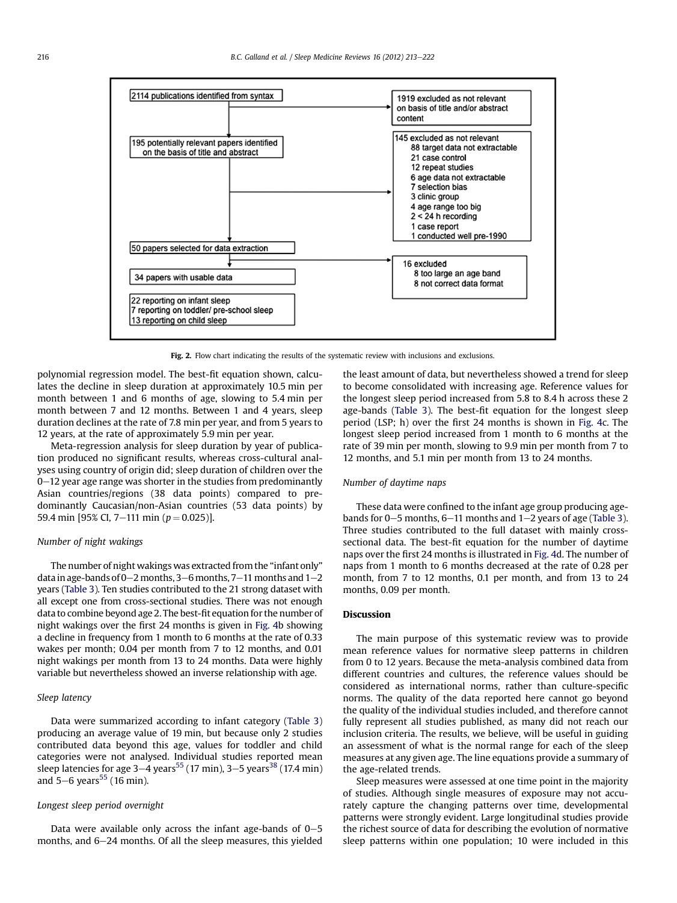2114 publications identified from syntax

1919 excluded as not relevant on basis of title and/or abstract content

195 potentially relevant papers identified on the basis of title and abstract

145 excluded as not relevant
- 88 target data not extractable
- 21 case control
- 12 repeat studies
- 6 age data not extractable
- 7 selection bias
- 3 clinic group
- 4 age range too big
- 2 < 24 h recording
- 1 case report
- 1 conducted well pre-1990

50 papers selected for data extraction

16 excluded
- 8 too large an age band
- 8 not correct data format

34 papers with usable data

22 reporting on infant sleep
7 reporting on toddler/ pre-school sleep
13 reporting on child sleep

**Fig. 2.** Flow chart indicating the results of the systematic review with inclusions and exclusions.

polynomial regression model. The best-fit equation shown, calculates the decline in sleep duration at approximately 10.5 min per month between 1 and 6 months of age, slowing to 5.4 min per month between 7 and 12 months. Between 1 and 4 years, sleep duration declines at the rate of 7.8 min per year, and from 5 years to 12 years, at the rate of approximately 5.9 min per year.

Meta-regression analysis for sleep duration by year of publication produced no significant results, whereas cross-cultural analyses using country of origin did; sleep duration of children over the 0–12 year age range was shorter in the studies from predominantly Asian countries/regions (38 data points) compared to predominantly Caucasian/non-Asian countries (53 data points) by 59.4 min [95% CI, 7–111 min ($p = 0.025$)].

*Number of night wakings*

The number of night wakings was extracted from the "infant only" data in age-bands of 0–2 months, 3–6 months, 7–11 months and 1–2 years (Table 3). Ten studies contributed to the 21 strong dataset with all except one from cross-sectional studies. There was not enough data to combine beyond age 2. The best-fit equation for the number of night wakings over the first 24 months is given in Fig. 4b showing a decline in frequency from 1 month to 6 months at the rate of 0.33 wakes per month; 0.04 per month from 7 to 12 months, and 0.01 night wakings per month from 13 to 24 months. Data were highly variable but nevertheless showed an inverse relationship with age.

*Sleep latency*

Data were summarized according to infant category (Table 3) producing an average value of 19 min, but because only 2 studies contributed data beyond this age, values for toddler and child categories were not analysed. Individual studies reported mean sleep latencies for age 3–4 years[55] (17 min), 3–5 years[38] (17.4 min) and 5–6 years[55] (16 min).

*Longest sleep period overnight*

Data were available only across the infant age-bands of 0–5 months, and 6–24 months. Of all the sleep measures, this yielded the least amount of data, but nevertheless showed a trend for sleep to become consolidated with increasing age. Reference values for the longest sleep period increased from 5.8 to 8.4 h across these 2 age-bands (Table 3). The best-fit equation for the longest sleep period (LSP; h) over the first 24 months is shown in Fig. 4c. The longest sleep period increased from 1 month to 6 months at the rate of 39 min per month, slowing to 9.9 min per month from 7 to 12 months, and 5.1 min per month from 13 to 24 months.

*Number of daytime naps*

These data were confined to the infant age group producing age-bands for 0–5 months, 6–11 months and 1–2 years of age (Table 3). Three studies contributed to the full dataset with mainly cross-sectional data. The best-fit equation for the number of daytime naps over the first 24 months is illustrated in Fig. 4d. The number of naps from 1 month to 6 months decreased at the rate of 0.28 per month, from 7 to 12 months, 0.1 per month, and from 13 to 24 months, 0.09 per month.

## Discussion

The main purpose of this systematic review was to provide mean reference values for normative sleep patterns in children from 0 to 12 years. Because the meta-analysis combined data from different countries and cultures, the reference values should be considered as international norms, rather than culture-specific norms. The quality of the data reported here cannot go beyond the quality of the individual studies included, and therefore cannot fully represent all studies published, as many did not reach our inclusion criteria. The results, we believe, will be useful in guiding an assessment of what is the normal range for each of the sleep measures at any given age. The line equations provide a summary of the age-related trends.

Sleep measures were assessed at one time point in the majority of studies. Although single measures of exposure may not accurately capture the changing patterns over time, developmental patterns were strongly evident. Large longitudinal studies provide the richest source of data for describing the evolution of normative sleep patterns within one population; 10 were included in this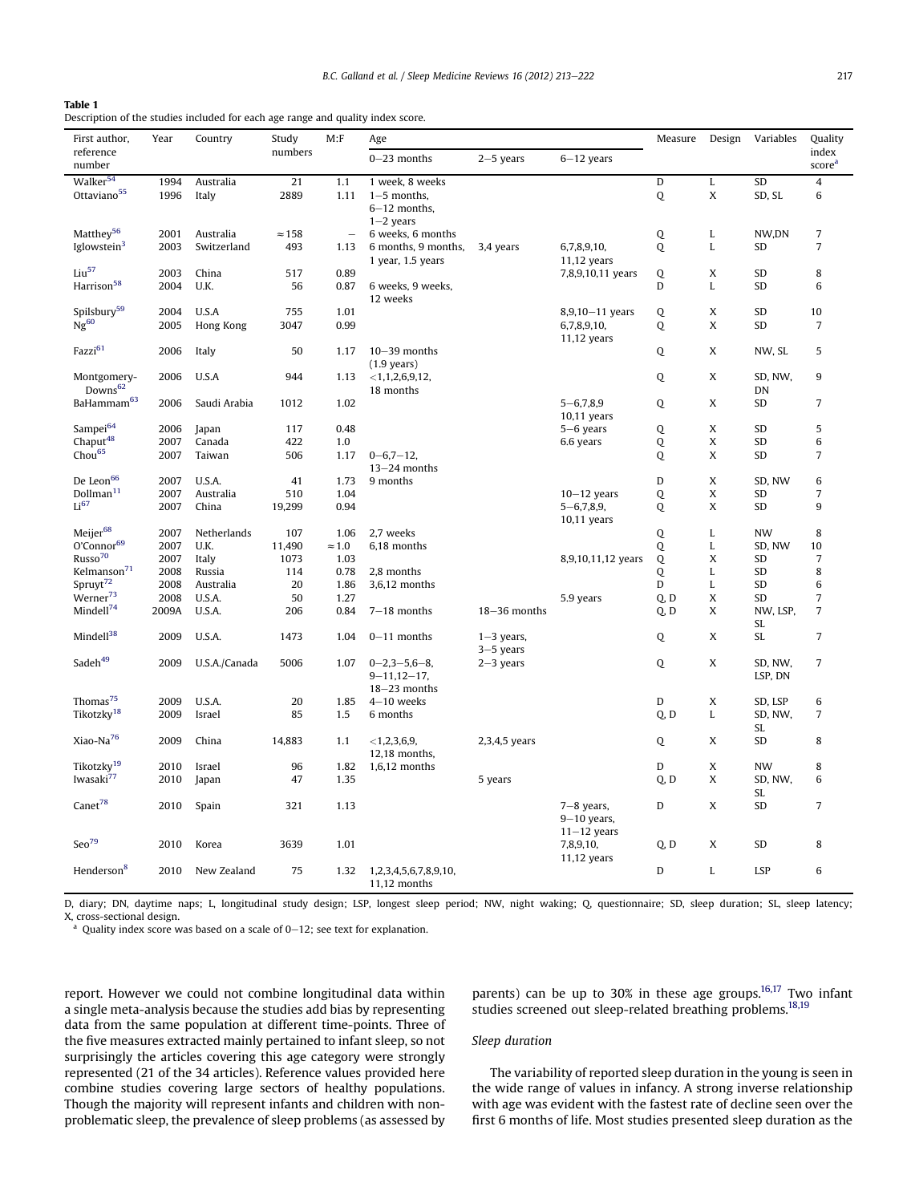**Table 1**
Description of the studies included for each age range and quality index score.

| First author, reference number | Year | Country | Study numbers | M:F | Age | | | Measure | Design | Variables | Quality index score[a] |
|---|---|---|---|---|---|---|---|---|---|---|---|
| | | | | | 0–23 months | 2–5 years | 6–12 years | | | | |
| Walker[54] | 1994 | Australia | 21 | 1.1 | 1 week, 8 weeks | | | D | L | SD | 4 |
| Ottaviano[55] | 1996 | Italy | 2889 | 1.11 | 1–5 months, 6–12 months, 1–2 years | | | Q | X | SD, SL | 6 |
| Matthey[56] | 2001 | Australia | ≈158 | – | 6 weeks, 6 months | | | Q | L | NW,DN | 7 |
| Iglowstein[3] | 2003 | Switzerland | 493 | 1.13 | 6 months, 9 months, 1 year, 1.5 years | 3,4 years | 6,7,8,9,10, 11,12 years | Q | L | SD | 7 |
| Liu[57] | 2003 | China | 517 | 0.89 | | | 7,8,9,10,11 years | Q | X | SD | 8 |
| Harrison[58] | 2004 | U.K. | 56 | 0.87 | 6 weeks, 9 weeks, 12 weeks | | | D | L | SD | 6 |
| Spilsbury[59] | 2004 | U.S.A | 755 | 1.01 | | | 8,9,10–11 years | Q | X | SD | 10 |
| Ng[60] | 2005 | Hong Kong | 3047 | 0.99 | | | 6,7,8,9,10, 11,12 years | Q | X | SD | 7 |
| Fazzi[61] | 2006 | Italy | 50 | 1.17 | 10–39 months (1.9 years) | | | Q | X | NW, SL | 5 |
| Montgomery-Downs[62] | 2006 | U.S.A | 944 | 1.13 | <1,1,2,6,9,12, 18 months | | | Q | X | SD, NW, DN | 9 |
| BaHammam[63] | 2006 | Saudi Arabia | 1012 | 1.02 | | | 5–6,7,8,9 10,11 years | Q | X | SD | 7 |
| Sampei[64] | 2006 | Japan | 117 | 0.48 | | | 5–6 years | Q | X | SD | 5 |
| Chaput[48] | 2007 | Canada | 422 | 1.0 | | | 6.6 years | Q | X | SD | 6 |
| Chou[65] | 2007 | Taiwan | 506 | 1.17 | 0–6,7–12, 13–24 months | | | Q | X | SD | 7 |
| De Leon[66] | 2007 | U.S.A. | 41 | 1.73 | 9 months | | | D | X | SD, NW | 6 |
| Dollman[11] | 2007 | Australia | 510 | 1.04 | | | 10–12 years | Q | X | SD | 7 |
| Li[67] | 2007 | China | 19,299 | 0.94 | | | 5–6,7,8,9, 10,11 years | Q | X | SD | 9 |
| Meijer[68] | 2007 | Netherlands | 107 | 1.06 | 2,7 weeks | | | Q | L | NW | 8 |
| O'Connor[69] | 2007 | U.K. | 11,490 | ≈1.0 | 6,18 months | | | Q | L | SD, NW | 10 |
| Russo[70] | 2007 | Italy | 1073 | 1.03 | | | 8,9,10,11,12 years | Q | X | SD | 7 |
| Kelmanson[71] | 2008 | Russia | 114 | 0.78 | 2,8 months | | | Q | L | SD | 8 |
| Spruyt[72] | 2008 | Australia | 20 | 1.86 | 3,6,12 months | | | D | L | SD | 6 |
| Werner[73] | 2008 | U.S.A. | 50 | 1.27 | | | 5.9 years | Q, D | X | SD | 7 |
| Mindell[74] | 2009A | U.S.A. | 206 | 0.84 | 7–18 months | 18–36 months | | Q, D | X | NW, LSP, SL | 7 |
| Mindell[38] | 2009 | U.S.A. | 1473 | 1.04 | 0–11 months | 1–3 years, 3–5 years | | Q | X | SL | 7 |
| Sadeh[49] | 2009 | U.S.A./Canada | 5006 | 1.07 | 0–2,3–5,6–8, 9–11,12–17, 18–23 months | 2–3 years | | Q | X | SD, NW, LSP, DN | 7 |
| Thomas[75] | 2009 | U.S.A. | 20 | 1.85 | 4–10 weeks | | | D | X | SD, LSP | 6 |
| Tikotzky[18] | 2009 | Israel | 85 | 1.5 | 6 months | | | Q, D | L | SD, NW, SL | 7 |
| Xiao-Na[76] | 2009 | China | 14,883 | 1.1 | <1,2,3,6,9, 12,18 months, | 2,3,4,5 years | | Q | X | SD | 8 |
| Tikotzky[19] | 2010 | Israel | 96 | 1.82 | 1,6,12 months | | | D | X | NW | 8 |
| Iwasaki[77] | 2010 | Japan | 47 | 1.35 | | 5 years | | Q, D | X | SD, NW, SL | 6 |
| Canet[78] | 2010 | Spain | 321 | 1.13 | | | 7–8 years, 9–10 years, 11–12 years | D | X | SD | 7 |
| Seo[79] | 2010 | Korea | 3639 | 1.01 | | | 7,8,9,10, 11,12 years | Q, D | X | SD | 8 |
| Henderson[8] | 2010 | New Zealand | 75 | 1.32 | 1,2,3,4,5,6,7,8,9,10, 11,12 months | | | D | L | LSP | 6 |

D, diary; DN, daytime naps; L, longitudinal study design; LSP, longest sleep period; NW, night waking; Q, questionnaire; SD, sleep duration; SL, sleep latency; X, cross-sectional design.

[a] Quality index score was based on a scale of 0–12; see text for explanation.

report. However we could not combine longitudinal data within a single meta-analysis because the studies add bias by representing data from the same population at different time-points. Three of the five measures extracted mainly pertained to infant sleep, so not surprisingly the articles covering this age category were strongly represented (21 of the 34 articles). Reference values provided here combine studies covering large sectors of healthy populations. Though the majority will represent infants and children with non-problematic sleep, the prevalence of sleep problems (as assessed by parents) can be up to 30% in these age groups.[16,17] Two infant studies screened out sleep-related breathing problems.[18,19]

### Sleep duration

The variability of reported sleep duration in the young is seen in the wide range of values in infancy. A strong inverse relationship with age was evident with the fastest rate of decline seen over the first 6 months of life. Most studies presented sleep duration as the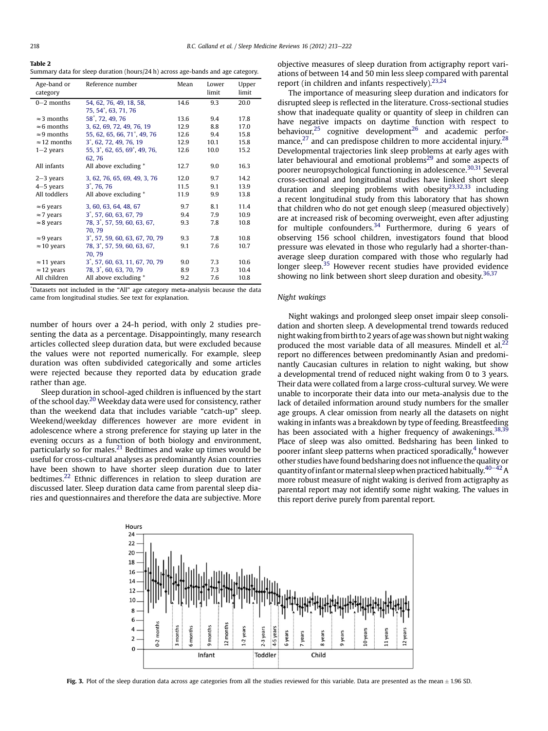**Table 2**
Summary data for sleep duration (hours/24 h) across age-bands and age category.

| Age-band or category | Reference number | Mean | Lower limit | Upper limit |
|---|---|---|---|---|
| 0–2 months | 54, 62, 76, 49, 18, 58, 75, 54*, 63, 71, 76 | 14.6 | 9.3 | 20.0 |
| ≈3 months | 58*, 72, 49, 76 | 13.6 | 9.4 | 17.8 |
| ≈6 months | 3, 62, 69, 72, 49, 76, 19 | 12.9 | 8.8 | 17.0 |
| ≈9 months | 55, 62, 65, 66, 71*, 49, 76 | 12.6 | 9.4 | 15.8 |
| ≈12 months | 3*, 62, 72, 49, 76, 19 | 12.9 | 10.1 | 15.8 |
| 1–2 years | 55, 3*, 62, 65, 69*, 49, 76, 62, 76 | 12.6 | 10.0 | 15.2 |
| All infants | All above excluding * | 12.7 | 9.0 | 16.3 |
| 2–3 years | 3, 62, 76, 65, 69, 49, 3, 76 | 12.0 | 9.7 | 14.2 |
| 4–5 years | 3*, 76, 76 | 11.5 | 9.1 | 13.9 |
| All toddlers | All above excluding * | 11.9 | 9.9 | 13.8 |
| ≈6 years | 3, 60, 63, 64, 48, 67 | 9.7 | 8.1 | 11.4 |
| ≈7 years | 3*, 57, 60, 63, 67, 79 | 9.4 | 7.9 | 10.9 |
| ≈8 years | 78, 3*, 57, 59, 60, 63, 67, 70, 79 | 9.3 | 7.8 | 10.8 |
| ≈9 years | 3*, 57, 59, 60, 63, 67, 70, 79 | 9.3 | 7.8 | 10.8 |
| ≈10 years | 78, 3*, 57, 59, 60, 63, 67, 70, 79 | 9.1 | 7.6 | 10.7 |
| ≈11 years | 3*, 57, 60, 63, 11, 67, 70, 79 | 9.0 | 7.3 | 10.6 |
| ≈12 years | 78, 3*, 60, 63, 70, 79 | 8.9 | 7.3 | 10.4 |
| All children | All above excluding * | 9.2 | 7.6 | 10.8 |

*Datasets not included in the "All" age category meta-analysis because the data came from longitudinal studies. See text for explanation.

number of hours over a 24-h period, with only 2 studies presenting the data as a percentage. Disappointingly, many research articles collected sleep duration data, but were excluded because the values were not reported numerically. For example, sleep duration was often subdivided categorically and some articles were rejected because they reported data by education grade rather than age.

Sleep duration in school-aged children is influenced by the start of the school day.[20] Weekday data were used for consistency, rather than the weekend data that includes variable "catch-up" sleep. Weekend/weekday differences however are more evident in adolescence where a strong preference for staying up later in the evening occurs as a function of both biology and environment, particularly so for males.[21] Bedtimes and wake up times would be useful for cross-cultural analyses as predominantly Asian countries have been shown to have shorter sleep duration due to later bedtimes.[22] Ethnic differences in relation to sleep duration are discussed later. Sleep duration data came from parental sleep diaries and questionnaires and therefore the data are subjective. More objective measures of sleep duration from actigraphy report variations of between 14 and 50 min less sleep compared with parental report (in children and infants respectively).[23,24]

The importance of measuring sleep duration and indicators for disrupted sleep is reflected in the literature. Cross-sectional studies show that inadequate quality or quantity of sleep in children can have negative impacts on daytime function with respect to behaviour,[25] cognitive development[26] and academic performance,[27] and can predispose children to more accidental injury.[28] Developmental trajectories link sleep problems at early ages with later behavioural and emotional problems[29] and some aspects of poorer neuropsychological functioning in adolescence.[30,31] Several cross-sectional and longitudinal studies have linked short sleep duration and sleeping problems with obesity[23,32,33] including a recent longitudinal study from this laboratory that has shown that children who do not get enough sleep (measured objectively) are at increased risk of becoming overweight, even after adjusting for multiple confounders.[34] Furthermore, during 6 years of observing 156 school children, investigators found that blood pressure was elevated in those who regularly had a shorter-than-average sleep duration compared with those who regularly had longer sleep.[35] However recent studies have provided evidence showing no link between short sleep duration and obesity.[36,37]

*Night wakings*

Night wakings and prolonged sleep onset impair sleep consolidation and shorten sleep. A developmental trend towards reduced night waking from birth to 2 years of age was shown but night waking produced the most variable data of all measures. Mindell et al.[22] report no differences between predominantly Asian and predominantly Caucasian cultures in relation to night waking, but show a developmental trend of reduced night waking from 0 to 3 years. Their data were collated from a large cross-cultural survey. We were unable to incorporate their data into our meta-analysis due to the lack of detailed information around study numbers for the smaller age groups. A clear omission from nearly all the datasets on night waking in infants was a breakdown by type of feeding. Breastfeeding has been associated with a higher frequency of awakenings.[38,39] Place of sleep was also omitted. Bedsharing has been linked to poorer infant sleep patterns when practiced sporadically,[4] however other studies have found bedsharing does not influence the quality or quantity of infant or maternal sleep when practiced habitually.[40–42] A more robust measure of night waking is derived from actigraphy as parental report may not identify some night waking. The values in this report derive purely from parental report.

**Fig. 3.** Plot of the sleep duration data across age categories from all the studies reviewed for this variable. Data are presented as the mean ± 1.96 SD.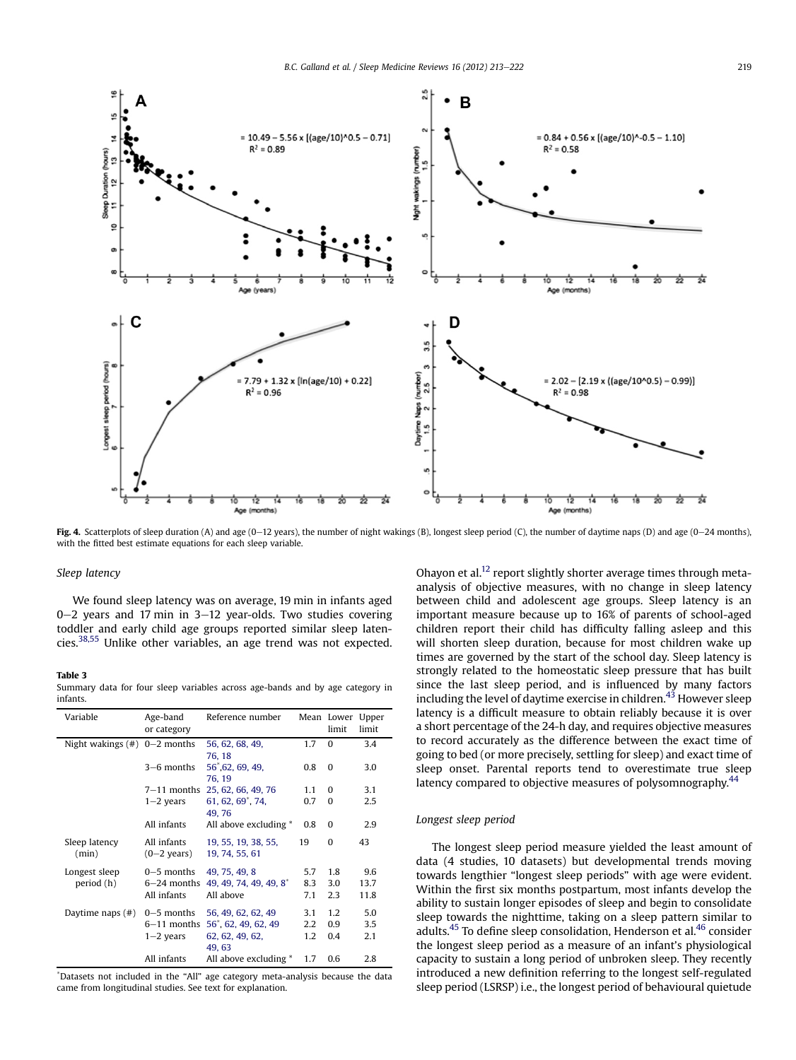**Fig. 4.** Scatterplots of sleep duration (A) and age (0–12 years), the number of night wakings (B), longest sleep period (C), the number of daytime naps (D) and age (0–24 months), with the fitted best estimate equations for each sleep variable.

### Sleep latency

We found sleep latency was on average, 19 min in infants aged 0–2 years and 17 min in 3–12 year-olds. Two studies covering toddler and early child age groups reported similar sleep latencies.[38,55] Unlike other variables, an age trend was not expected.

**Table 3**
Summary data for four sleep variables across age-bands and by age category in infants.

| Variable | Age-band or category | Reference number | Mean | Lower limit | Upper limit |
|---|---|---|---|---|---|
| Night wakings (#) | 0–2 months | 56, 62, 68, 49, 76, 18 | 1.7 | 0 | 3.4 |
| | 3–6 months | 56*, 62, 69, 49, 76, 19 | 0.8 | 0 | 3.0 |
| | 7–11 months | 25, 62, 66, 49, 76 | 1.1 | 0 | 3.1 |
| | 1–2 years | 61, 62, 69*, 74, 49, 76 | 0.7 | 0 | 2.5 |
| | All infants | All above excluding * | 0.8 | 0 | 2.9 |
| Sleep latency (min) | All infants (0–2 years) | 19, 55, 19, 38, 55, 19, 74, 55, 61 | 19 | 0 | 43 |
| Longest sleep period (h) | 0–5 months | 49, 75, 49, 8 | 5.7 | 1.8 | 9.6 |
| | 6–24 months | 49, 49, 74, 49, 49, 8* | 8.3 | 3.0 | 13.7 |
| | All infants | All above | 7.1 | 2.3 | 11.8 |
| Daytime naps (#) | 0–5 months | 56, 49, 62, 62, 49 | 3.1 | 1.2 | 5.0 |
| | 6–11 months | 56*, 62, 49, 62, 49 | 2.2 | 0.9 | 3.5 |
| | 1–2 years | 62, 62, 49, 62, 49, 63 | 1.2 | 0.4 | 2.1 |
| | All infants | All above excluding * | 1.7 | 0.6 | 2.8 |

*Datasets not included in the "All" age category meta-analysis because the data came from longitudinal studies. See text for explanation.

Ohayon et al.[12] report slightly shorter average times through meta-analysis of objective measures, with no change in sleep latency between child and adolescent age groups. Sleep latency is an important measure because up to 16% of parents of school-aged children report their child has difficulty falling asleep and this will shorten sleep duration, because for most children wake up times are governed by the start of the school day. Sleep latency is strongly related to the homeostatic sleep pressure that has built since the last sleep period, and is influenced by many factors including the level of daytime exercise in children.[43] However sleep latency is a difficult measure to obtain reliably because it is over a short percentage of the 24-h day, and requires objective measures to record accurately as the difference between the exact time of going to bed (or more precisely, settling for sleep) and exact time of sleep onset. Parental reports tend to overestimate true sleep latency compared to objective measures of polysomnography.[44]

### Longest sleep period

The longest sleep period measure yielded the least amount of data (4 studies, 10 datasets) but developmental trends moving towards lengthier "longest sleep periods" with age were evident. Within the first six months postpartum, most infants develop the ability to sustain longer episodes of sleep and begin to consolidate sleep towards the nighttime, taking on a sleep pattern similar to adults.[45] To define sleep consolidation, Henderson et al.[46] consider the longest sleep period as a measure of an infant's physiological capacity to sustain a long period of unbroken sleep. They recently introduced a new definition referring to the longest self-regulated sleep period (LSRSP) i.e., the longest period of behavioural quietude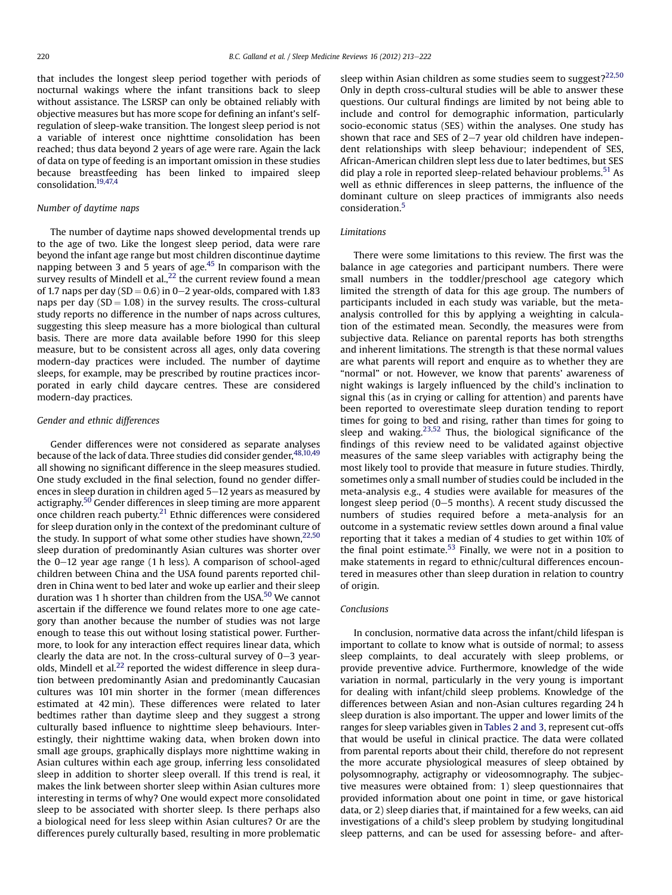that includes the longest sleep period together with periods of nocturnal wakings where the infant transitions back to sleep without assistance. The LSRSP can only be obtained reliably with objective measures but has more scope for defining an infant's self-regulation of sleep-wake transition. The longest sleep period is not a variable of interest once nighttime consolidation has been reached; thus data beyond 2 years of age were rare. Again the lack of data on type of feeding is an important omission in these studies because breastfeeding has been linked to impaired sleep consolidation.[19,47,4]

### Number of daytime naps

The number of daytime naps showed developmental trends up to the age of two. Like the longest sleep period, data were rare beyond the infant age range but most children discontinue daytime napping between 3 and 5 years of age.[45] In comparison with the survey results of Mindell et al.,[22] the current review found a mean of 1.7 naps per day (SD = 0.6) in 0–2 year-olds, compared with 1.83 naps per day (SD = 1.08) in the survey results. The cross-cultural study reports no difference in the number of naps across cultures, suggesting this sleep measure has a more biological than cultural basis. There are more data available before 1990 for this sleep measure, but to be consistent across all ages, only data covering modern-day practices were included. The number of daytime sleeps, for example, may be prescribed by routine practices incorporated in early child daycare centres. These are considered modern-day practices.

### Gender and ethnic differences

Gender differences were not considered as separate analyses because of the lack of data. Three studies did consider gender,[48,10,49] all showing no significant difference in the sleep measures studied. One study excluded in the final selection, found no gender differences in sleep duration in children aged 5–12 years as measured by actigraphy.[50] Gender differences in sleep timing are more apparent once children reach puberty.[21] Ethnic differences were considered for sleep duration only in the context of the predominant culture of the study. In support of what some other studies have shown,[22,50] sleep duration of predominantly Asian cultures was shorter over the 0–12 year age range (1 h less). A comparison of school-aged children between China and the USA found parents reported children in China went to bed later and woke up earlier and their sleep duration was 1 h shorter than children from the USA.[50] We cannot ascertain if the difference we found relates more to one age category than another because the number of studies was not large enough to tease this out without losing statistical power. Furthermore, to look for any interaction effect requires linear data, which clearly the data are not. In the cross-cultural survey of 0–3 year-olds, Mindell et al.[22] reported the widest difference in sleep duration between predominantly Asian and predominantly Caucasian cultures was 101 min shorter in the former (mean differences estimated at 42 min). These differences were related to later bedtimes rather than daytime sleep and they suggest a strong culturally based influence to nighttime sleep behaviours. Interestingly, their nighttime waking data, when broken down into small age groups, graphically displays more nighttime waking in Asian cultures within each age group, inferring less consolidated sleep in addition to shorter sleep overall. If this trend is real, it makes the link between shorter sleep within Asian cultures more interesting in terms of why? One would expect more consolidated sleep to be associated with shorter sleep. Is there perhaps also a biological need for less sleep within Asian cultures? Or are the differences purely culturally based, resulting in more problematic sleep within Asian children as some studies seem to suggest?[22,50] Only in depth cross-cultural studies will be able to answer these questions. Our cultural findings are limited by not being able to include and control for demographic information, particularly socio-economic status (SES) within the analyses. One study has shown that race and SES of 2–7 year old children have independent relationships with sleep behaviour; independent of SES, African-American children slept less due to later bedtimes, but SES did play a role in reported sleep-related behaviour problems.[51] As well as ethnic differences in sleep patterns, the influence of the dominant culture on sleep practices of immigrants also needs consideration.[5]

### Limitations

There were some limitations to this review. The first was the balance in age categories and participant numbers. There were small numbers in the toddler/preschool age category which limited the strength of data for this age group. The numbers of participants included in each study was variable, but the meta-analysis controlled for this by applying a weighting in calculation of the estimated mean. Secondly, the measures were from subjective data. Reliance on parental reports has both strengths and inherent limitations. The strength is that these normal values are what parents will report and enquire as to whether they are "normal" or not. However, we know that parents' awareness of night wakings is largely influenced by the child's inclination to signal this (as in crying or calling for attention) and parents have been reported to overestimate sleep duration tending to report times for going to bed and rising, rather than times for going to sleep and waking.[23,52] Thus, the biological significance of the findings of this review need to be validated against objective measures of the same sleep variables with actigraphy being the most likely tool to provide that measure in future studies. Thirdly, sometimes only a small number of studies could be included in the meta-analysis e.g., 4 studies were available for measures of the longest sleep period (0–5 months). A recent study discussed the numbers of studies required before a meta-analysis for an outcome in a systematic review settles down around a final value reporting that it takes a median of 4 studies to get within 10% of the final point estimate.[53] Finally, we were not in a position to make statements in regard to ethnic/cultural differences encountered in measures other than sleep duration in relation to country of origin.

### Conclusions

In conclusion, normative data across the infant/child lifespan is important to collate to know what is outside of normal; to assess sleep complaints, to deal accurately with sleep problems, or provide preventive advice. Furthermore, knowledge of the wide variation in normal, particularly in the very young is important for dealing with infant/child sleep problems. Knowledge of the differences between Asian and non-Asian cultures regarding 24 h sleep duration is also important. The upper and lower limits of the ranges for sleep variables given in Tables 2 and 3, represent cut-offs that would be useful in clinical practice. The data were collated from parental reports about their child, therefore do not represent the more accurate physiological measures of sleep obtained by polysomnography, actigraphy or videosomnography. The subjective measures were obtained from: 1) sleep questionnaires that provided information about one point in time, or gave historical data, or 2) sleep diaries that, if maintained for a few weeks, can aid investigations of a child's sleep problem by studying longitudinal sleep patterns, and can be used for assessing before- and after-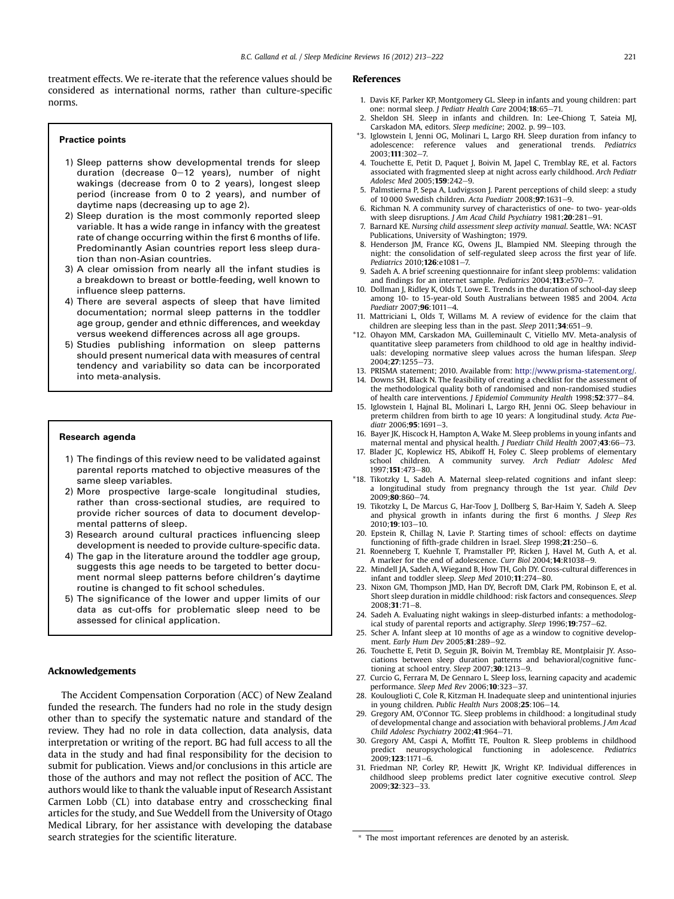treatment effects. We re-iterate that the reference values should be considered as international norms, rather than culture-specific norms.

> **Practice points**
>
> 1) Sleep patterns show developmental trends for sleep duration (decrease 0–12 years), number of night wakings (decrease from 0 to 2 years), longest sleep period (increase from 0 to 2 years), and number of daytime naps (decreasing up to age 2).
> 2) Sleep duration is the most commonly reported sleep variable. It has a wide range in infancy with the greatest rate of change occurring within the first 6 months of life. Predominantly Asian countries report less sleep duration than non-Asian countries.
> 3) A clear omission from nearly all the infant studies is a breakdown to breast or bottle-feeding, well known to influence sleep patterns.
> 4) There are several aspects of sleep that have limited documentation; normal sleep patterns in the toddler age group, gender and ethnic differences, and weekday versus weekend differences across all age groups.
> 5) Studies publishing information on sleep patterns should present numerical data with measures of central tendency and variability so data can be incorporated into meta-analysis.

> **Research agenda**
>
> 1) The findings of this review need to be validated against parental reports matched to objective measures of the same sleep variables.
> 2) More prospective large-scale longitudinal studies, rather than cross-sectional studies, are required to provide richer sources of data to document developmental patterns of sleep.
> 3) Research around cultural practices influencing sleep development is needed to provide culture-specific data.
> 4) The gap in the literature around the toddler age group, suggests this age needs to be targeted to better document normal sleep patterns before children's daytime routine is changed to fit school schedules.
> 5) The significance of the lower and upper limits of our data as cut-offs for problematic sleep need to be assessed for clinical application.

## Acknowledgements

The Accident Compensation Corporation (ACC) of New Zealand funded the research. The funders had no role in the study design other than to specify the systematic nature and standard of the review. They had no role in data collection, data analysis, data interpretation or writing of the report. BG had full access to all the data in the study and had final responsibility for the decision to submit for publication. Views and/or conclusions in this article are those of the authors and may not reflect the position of ACC. The authors would like to thank the valuable input of Research Assistant Carmen Lobb (CL) into database entry and crosschecking final articles for the study, and Sue Weddell from the University of Otago Medical Library, for her assistance with developing the database search strategies for the scientific literature.

## References

1. Davis KF, Parker KP, Montgomery GL. Sleep in infants and young children: part one: normal sleep. *J Pediatr Health Care* 2004;**18**:65–71.
2. Sheldon SH. Sleep in infants and children. In: Lee-Chiong T, Sateia MJ, Carskadon MA, editors. *Sleep medicine*; 2002. p. 99–103.
*3. Iglowstein I, Jenni OG, Molinari L, Largo RH. Sleep duration from infancy to adolescence: reference values and generational trends. *Pediatrics* 2003;**111**:302–7.
4. Touchette E, Petit D, Paquet J, Boivin M, Japel C, Tremblay RE, et al. Factors associated with fragmented sleep at night across early childhood. *Arch Pediatr Adolesc Med* 2005;**159**:242–9.
5. Palmstierna P, Sepa A, Ludvigsson J. Parent perceptions of child sleep: a study of 10 000 Swedish children. *Acta Paediatr* 2008;**97**:1631–9.
6. Richman N. A community survey of characteristics of one- to two- year-olds with sleep disruptions. *J Am Acad Child Psychiatry* 1981;**20**:281–91.
7. Barnard KE. *Nursing child assessment sleep activity manual*. Seattle, WA: NCAST Publications, University of Washington; 1979.
8. Henderson JM, France KG, Owens JL, Blampied NM. Sleeping through the night: the consolidation of self-regulated sleep across the first year of life. *Pediatrics* 2010;**126**:e1081–7.
9. Sadeh A. A brief screening questionnaire for infant sleep problems: validation and findings for an internet sample. *Pediatrics* 2004;**113**:e570–7.
10. Dollman J, Ridley K, Olds T, Lowe E. Trends in the duration of school-day sleep among 10- to 15-year-old South Australians between 1985 and 2004. *Acta Paediatr* 2007;**96**:1011–4.
11. Mattriciani L, Olds T, Willams M. A review of evidence for the claim that children are sleeping less than in the past. *Sleep* 2011;**34**:651–9.
*12. Ohayon MM, Carskadon MA, Guilleminault C, Vitiello MV. Meta-analysis of quantitative sleep parameters from childhood to old age in healthy individuals: developing normative sleep values across the human lifespan. *Sleep* 2004;**27**:1255–73.
13. PRISMA statement; 2010. Available from: http://www.prisma-statement.org/.
14. Downs SH, Black N. The feasibility of creating a checklist for the assessment of the methodological quality both of randomised and non-randomised studies of health care interventions. *J Epidemiol Community Health* 1998;**52**:377–84.
15. Iglowstein I, Hajnal BL, Molinari L, Largo RH, Jenni OG. Sleep behaviour in preterm children from birth to age 10 years: A longitudinal study. *Acta Paediatr* 2006;**95**:1691–3.
16. Bayer JK, Hiscock H, Hampton A, Wake M. Sleep problems in young infants and maternal mental and physical health. *J Paediatr Child Health* 2007;**43**:66–73.
17. Blader JC, Koplewicz HS, Abikoff H, Foley C. Sleep problems of elementary school children. A community survey. *Arch Pediatr Adolesc Med* 1997;**151**:473–80.
*18. Tikotzky L, Sadeh A. Maternal sleep-related cognitions and infant sleep: a longitudinal study from pregnancy through the 1st year. *Child Dev* 2009;**80**:860–74.
19. Tikotzky L, De Marcus G, Har-Toov J, Dollberg S, Bar-Haim Y, Sadeh A. Sleep and physical growth in infants during the first 6 months. *J Sleep Res* 2010;**19**:103–10.
20. Epstein R, Chillag N, Lavie P. Starting times of school: effects on daytime functioning of fifth-grade children in Israel. *Sleep* 1998;**21**:250–6.
21. Roenneberg T, Kuehnle T, Pramstaller PP, Ricken J, Havel M, Guth A, et al. A marker for the end of adolescence. *Curr Biol* 2004;**14**:R1038–9.
22. Mindell JA, Sadeh A, Wiegand B, How TH, Goh DY. Cross-cultural differences in infant and toddler sleep. *Sleep Med* 2010;**11**:274–80.
23. Nixon GM, Thompson JMD, Han DY, Becroft DM, Clark PM, Robinson E, et al. Short sleep duration in middle childhood: risk factors and consequences. *Sleep* 2008;**31**:71–8.
24. Sadeh A. Evaluating night wakings in sleep-disturbed infants: a methodological study of parental reports and actigraphy. *Sleep* 1996;**19**:757–62.
25. Scher A. Infant sleep at 10 months of age as a window to cognitive development. *Early Hum Dev* 2005;**81**:289–92.
26. Touchette E, Petit D, Seguin JR, Boivin M, Tremblay RE, Montplaisir JY. Associations between sleep duration patterns and behavioral/cognitive functioning at school entry. *Sleep* 2007;**30**:1213–9.
27. Curcio G, Ferrara M, De Gennaro L. Sleep loss, learning capacity and academic performance. *Sleep Med Rev* 2006;**10**:323–37.
28. Koulouglioti C, Cole R, Kitzman H. Inadequate sleep and unintentional injuries in young children. *Public Health Nurs* 2008;**25**:106–14.
29. Gregory AM, O'Connor TG. Sleep problems in childhood: a longitudinal study of developmental change and association with behavioral problems. *J Am Acad Child Adolesc Psychiatry* 2002;**41**:964–71.
30. Gregory AM, Caspi A, Moffitt TE, Poulton R. Sleep problems in childhood predict neuropsychological functioning in adolescence. *Pediatrics* 2009;**123**:1171–6.
31. Friedman NP, Corley RP, Hewitt JK, Wright KP. Individual differences in childhood sleep problems predict later cognitive executive control. *Sleep* 2009;**32**:323–33.

\* The most important references are denoted by an asterisk.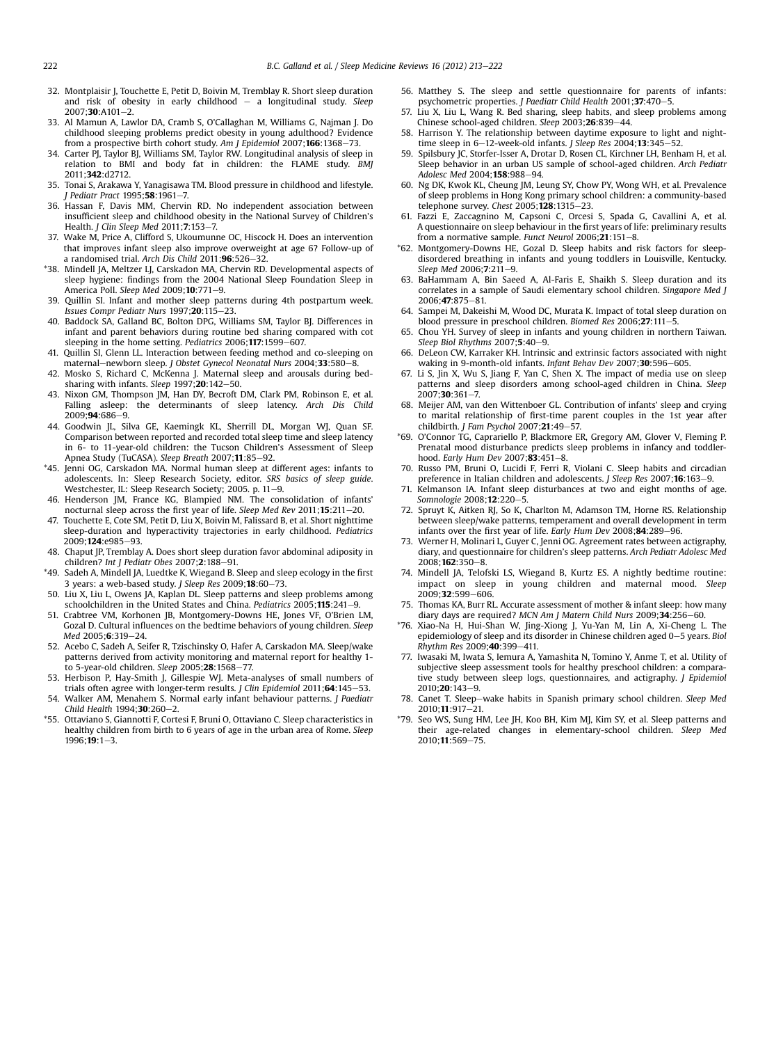32. Montplaisir J, Touchette E, Petit D, Boivin M, Tremblay R. Short sleep duration and risk of obesity in early childhood – a longitudinal study. *Sleep* 2007;**30**:A101–2.
33. Al Mamun A, Lawlor DA, Cramb S, O'Callaghan M, Williams G, Najman J. Do childhood sleeping problems predict obesity in young adulthood? Evidence from a prospective birth cohort study. *Am J Epidemiol* 2007;**166**:1368–73.
34. Carter PJ, Taylor BJ, Williams SM, Taylor RW. Longitudinal analysis of sleep in relation to BMI and body fat in children: the FLAME study. *BMJ* 2011;**342**:d2712.
35. Tonai S, Arakawa Y, Yanagisawa TM. Blood pressure in childhood and lifestyle. *J Pediatr Pract* 1995;**58**:1961–7.
36. Hassan F, Davis MM, Chervin RD. No independent association between insufficient sleep and childhood obesity in the National Survey of Children's Health. *J Clin Sleep Med* 2011;**7**:153–7.
37. Wake M, Price A, Clifford S, Ukoumunne OC, Hiscock H. Does an intervention that improves infant sleep also improve overweight at age 6? Follow-up of a randomised trial. *Arch Dis Child* 2011;**96**:526–32.
*38. Mindell JA, Meltzer LJ, Carskadon MA, Chervin RD. Developmental aspects of sleep hygiene: findings from the 2004 National Sleep Foundation Sleep in America Poll. *Sleep Med* 2009;**10**:771–9.
39. Quillin SI. Infant and mother sleep patterns during 4th postpartum week. *Issues Compr Pediatr Nurs* 1997;**20**:115–23.
40. Baddock SA, Galland BC, Bolton DPG, Williams SM, Taylor BJ. Differences in infant and parent behaviors during routine bed sharing compared with cot sleeping in the home setting. *Pediatrics* 2006;**117**:1599–607.
41. Quillin SI, Glenn LL. Interaction between feeding method and co-sleeping on maternal–newborn sleep. *J Obstet Gynecol Neonatal Nurs* 2004;**33**:580–8.
42. Mosko S, Richard C, McKenna J. Maternal sleep and arousals during bedsharing with infants. *Sleep* 1997;**20**:142–50.
43. Nixon GM, Thompson JM, Han DY, Becroft DM, Clark PM, Robinson E, et al. Falling asleep: the determinants of sleep latency. *Arch Dis Child* 2009;**94**:686–9.
44. Goodwin JL, Silva GE, Kaemingk KL, Sherrill DL, Morgan WJ, Quan SF. Comparison between reported and recorded total sleep time and sleep latency in 6- to 11-year-old children: the Tucson Children's Assessment of Sleep Apnea Study (TuCASA). *Sleep Breath* 2007;**11**:85–92.
*45. Jenni OG, Carskadon MA. Normal human sleep at different ages: infants to adolescents. In: Sleep Research Society, editor. *SRS basics of sleep guide*. Westchester, IL: Sleep Research Society; 2005. p. 11–9.
46. Henderson JM, France KG, Blampied NM. The consolidation of infants' nocturnal sleep across the first year of life. *Sleep Med Rev* 2011;**15**:211–20.
47. Touchette E, Cote SM, Petit D, Liu X, Boivin M, Falissard B, et al. Short nighttime sleep-duration and hyperactivity trajectories in early childhood. *Pediatrics* 2009;**124**:e985–93.
48. Chaput JP, Tremblay A. Does short sleep duration favor abdominal adiposity in children? *Int J Pediatr Obes* 2007;**2**:188–91.
*49. Sadeh A, Mindell JA, Luedtke K, Wiegand B. Sleep and sleep ecology in the first 3 years: a web-based study. *J Sleep Res* 2009;**18**:60–73.
50. Liu X, Liu L, Owens JA, Kaplan DL. Sleep patterns and sleep problems among schoolchildren in the United States and China. *Pediatrics* 2005;**115**:241–9.
51. Crabtree VM, Korhonen JB, Montgomery-Downs HE, Jones VF, O'Brien LM, Gozal D. Cultural influences on the bedtime behaviors of young children. *Sleep Med* 2005;**6**:319–24.
52. Acebo C, Sadeh A, Seifer R, Tzischinsky O, Hafer A, Carskadon MA. Sleep/wake patterns derived from activity monitoring and maternal report for healthy 1- to 5-year-old children. *Sleep* 2005;**28**:1568–77.
53. Herbison P, Hay-Smith J, Gillespie WJ. Meta-analyses of small numbers of trials often agree with longer-term results. *J Clin Epidemiol* 2011;**64**:145–53.
54. Walker AM, Menahem S. Normal early infant behaviour patterns. *J Paediatr Child Health* 1994;**30**:260–2.
*55. Ottaviano S, Giannotti F, Cortesi F, Bruni O, Ottaviano C. Sleep characteristics in healthy children from birth to 6 years of age in the urban area of Rome. *Sleep* 1996;**19**:1–3.
56. Matthey S. The sleep and settle questionnaire for parents of infants: psychometric properties. *J Paediatr Child Health* 2001;**37**:470–5.
57. Liu X, Liu L, Wang R. Bed sharing, sleep habits, and sleep problems among Chinese school-aged children. *Sleep* 2003;**26**:839–44.
58. Harrison Y. The relationship between daytime exposure to light and night-time sleep in 6–12-week-old infants. *J Sleep Res* 2004;**13**:345–52.
59. Spilsbury JC, Storfer-Isser A, Drotar D, Rosen CL, Kirchner LH, Benham H, et al. Sleep behavior in an urban US sample of school-aged children. *Arch Pediatr Adolesc Med* 2004;**158**:988–94.
60. Ng DK, Kwok KL, Cheung JM, Leung SY, Chow PY, Wong WH, et al. Prevalence of sleep problems in Hong Kong primary school children: a community-based telephone survey. *Chest* 2005;**128**:1315–23.
61. Fazzi E, Zaccagnino M, Capsoni C, Orcesi S, Spada G, Cavallini A, et al. A questionnaire on sleep behaviour in the first years of life: preliminary results from a normative sample. *Funct Neurol* 2006;**21**:151–8.
*62. Montgomery-Downs HE, Gozal D. Sleep habits and risk factors for sleep-disordered breathing in infants and young toddlers in Louisville, Kentucky. *Sleep Med* 2006;**7**:211–9.
63. BaHammam A, Bin Saeed A, Al-Faris E, Shaikh S. Sleep duration and its correlates in a sample of Saudi elementary school children. *Singapore Med J* 2006;**47**:875–81.
64. Sampei M, Dakeishi M, Wood DC, Murata K. Impact of total sleep duration on blood pressure in preschool children. *Biomed Res* 2006;**27**:111–5.
65. Chou YH. Survey of sleep in infants and young children in northern Taiwan. *Sleep Biol Rhythms* 2007;**5**:40–9.
66. DeLeon CW, Karraker KH. Intrinsic and extrinsic factors associated with night waking in 9-month-old infants. *Infant Behav Dev* 2007;**30**:596–605.
67. Li S, Jin X, Wu S, Jiang F, Yan C, Shen X. The impact of media use on sleep patterns and sleep disorders among school-aged children in China. *Sleep* 2007;**30**:361–7.
68. Meijer AM, van den Wittenboer GL. Contribution of infants' sleep and crying to marital relationship of first-time parent couples in the 1st year after childbirth. *J Fam Psychol* 2007;**21**:49–57.
*69. O'Connor TG, Caprariello P, Blackmore ER, Gregory AM, Glover V, Fleming P. Prenatal mood disturbance predicts sleep problems in infancy and toddlerhood. *Early Hum Dev* 2007;**83**:451–8.
70. Russo PM, Bruni O, Lucidi F, Ferri R, Violani C. Sleep habits and circadian preference in Italian children and adolescents. *J Sleep Res* 2007;**16**:163–9.
71. Kelmanson IA. Infant sleep disturbances at two and eight months of age. *Somnologie* 2008;**12**:220–5.
72. Spruyt K, Aitken RJ, So K, Charlton M, Adamson TM, Horne RS. Relationship between sleep/wake patterns, temperament and overall development in term infants over the first year of life. *Early Hum Dev* 2008;**84**:289–96.
73. Werner H, Molinari L, Guyer C, Jenni OG. Agreement rates between actigraphy, diary, and questionnaire for children's sleep patterns. *Arch Pediatr Adolesc Med* 2008;**162**:350–8.
74. Mindell JA, Telofski LS, Wiegand B, Kurtz ES. A nightly bedtime routine: impact on sleep in young children and maternal mood. *Sleep* 2009;**32**:599–606.
75. Thomas KA, Burr RL. Accurate assessment of mother & infant sleep: how many diary days are required? *MCN Am J Matern Child Nurs* 2009;**34**:256–60.
*76. Xiao-Na H, Hui-Shan W, Jing-Xiong J, Yu-Yan M, Lin A, Xi-Cheng L. The epidemiology of sleep and its disorder in Chinese children aged 0–5 years. *Biol Rhythm Res* 2009;**40**:399–411.
77. Iwasaki M, Iwata S, Iemura A, Yamashita N, Tomino Y, Anme T, et al. Utility of subjective sleep assessment tools for healthy preschool children: a comparative study between sleep logs, questionnaires, and actigraphy. *J Epidemiol* 2010;**20**:143–9.
78. Canet T. Sleep–wake habits in Spanish primary school children. *Sleep Med* 2010;**11**:917–21.
*79. Seo WS, Sung HM, Lee JH, Koo BH, Kim MJ, Kim SY, et al. Sleep patterns and their age-related changes in elementary-school children. *Sleep Med* 2010;**11**:569–75.